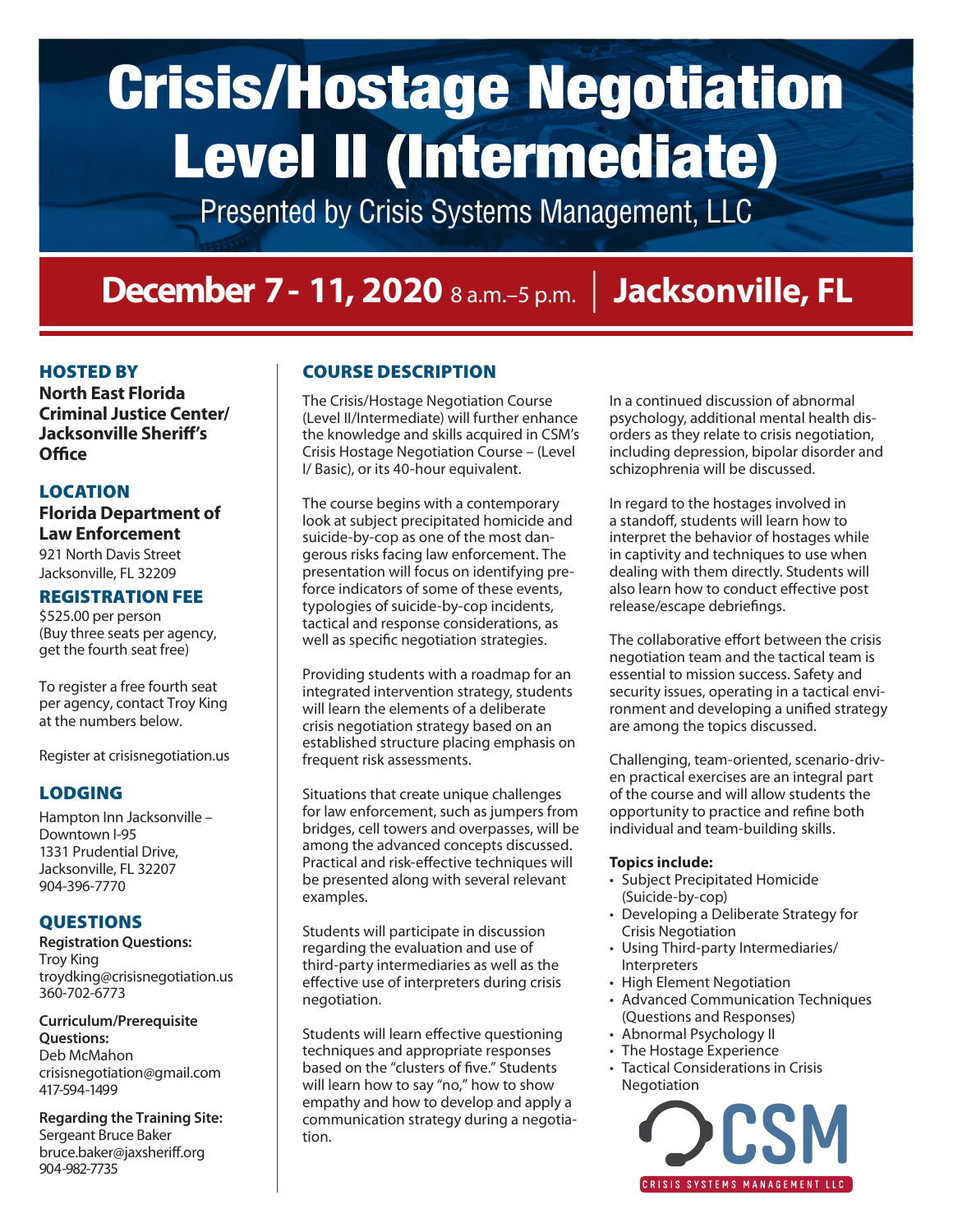# Crisis/Hostage Negotiation Level II (Intermediate)

Presented by Crisis Systems Management, LLC

## December 7 - 11, 2020 8 a.m.–5 p.m. | Jacksonville, FL

### HOSTED BY

**North East Florida Criminal Justice Center/ Jacksonville Sheriff's Office**

### LOCATION

**Florida Department of Law Enforcement**
921 North Davis Street
Jacksonville, FL 32209

### REGISTRATION FEE

$525.00 per person
(Buy three seats per agency, get the fourth seat free)

To register a free fourth seat per agency, contact Troy King at the numbers below.

Register at crisisnegotiation.us

### LODGING

Hampton Inn Jacksonville – Downtown I-95
1331 Prudential Drive,
Jacksonville, FL 32207
904-396-7770

### QUESTIONS

**Registration Questions:**
Troy King
troydking@crisisnegotiation.us
360-702-6773

**Curriculum/Prerequisite Questions:**
Deb McMahon
crisisnegotiation@gmail.com
417-594-1499

**Regarding the Training Site:**
Sergeant Bruce Baker
bruce.baker@jaxsheriff.org
904-982-7735

### COURSE DESCRIPTION

The Crisis/Hostage Negotiation Course (Level II/Intermediate) will further enhance the knowledge and skills acquired in CSM's Crisis Hostage Negotiation Course – (Level I/ Basic), or its 40-hour equivalent.

The course begins with a contemporary look at subject precipitated homicide and suicide-by-cop as one of the most dangerous risks facing law enforcement. The presentation will focus on identifying pre-force indicators of some of these events, typologies of suicide-by-cop incidents, tactical and response considerations, as well as specific negotiation strategies.

Providing students with a roadmap for an integrated intervention strategy, students will learn the elements of a deliberate crisis negotiation strategy based on an established structure placing emphasis on frequent risk assessments.

Situations that create unique challenges for law enforcement, such as jumpers from bridges, cell towers and overpasses, will be among the advanced concepts discussed. Practical and risk-effective techniques will be presented along with several relevant examples.

Students will participate in discussion regarding the evaluation and use of third-party intermediaries as well as the effective use of interpreters during crisis negotiation.

Students will learn effective questioning techniques and appropriate responses based on the "clusters of five." Students will learn how to say "no," how to show empathy and how to develop and apply a communication strategy during a negotiation.

In a continued discussion of abnormal psychology, additional mental health disorders as they relate to crisis negotiation, including depression, bipolar disorder and schizophrenia will be discussed.

In regard to the hostages involved in a standoff, students will learn how to interpret the behavior of hostages while in captivity and techniques to use when dealing with them directly. Students will also learn how to conduct effective post release/escape debriefings.

The collaborative effort between the crisis negotiation team and the tactical team is essential to mission success. Safety and security issues, operating in a tactical environment and developing a unified strategy are among the topics discussed.

Challenging, team-oriented, scenario-driven practical exercises are an integral part of the course and will allow students the opportunity to practice and refine both individual and team-building skills.

**Topics include:**

- Subject Precipitated Homicide (Suicide-by-cop)
- Developing a Deliberate Strategy for Crisis Negotiation
- Using Third-party Intermediaries/ Interpreters
- High Element Negotiation
- Advanced Communication Techniques (Questions and Responses)
- Abnormal Psychology II
- The Hostage Experience
- Tactical Considerations in Crisis Negotiation

CSM
CRISIS SYSTEMS MANAGEMENT LLC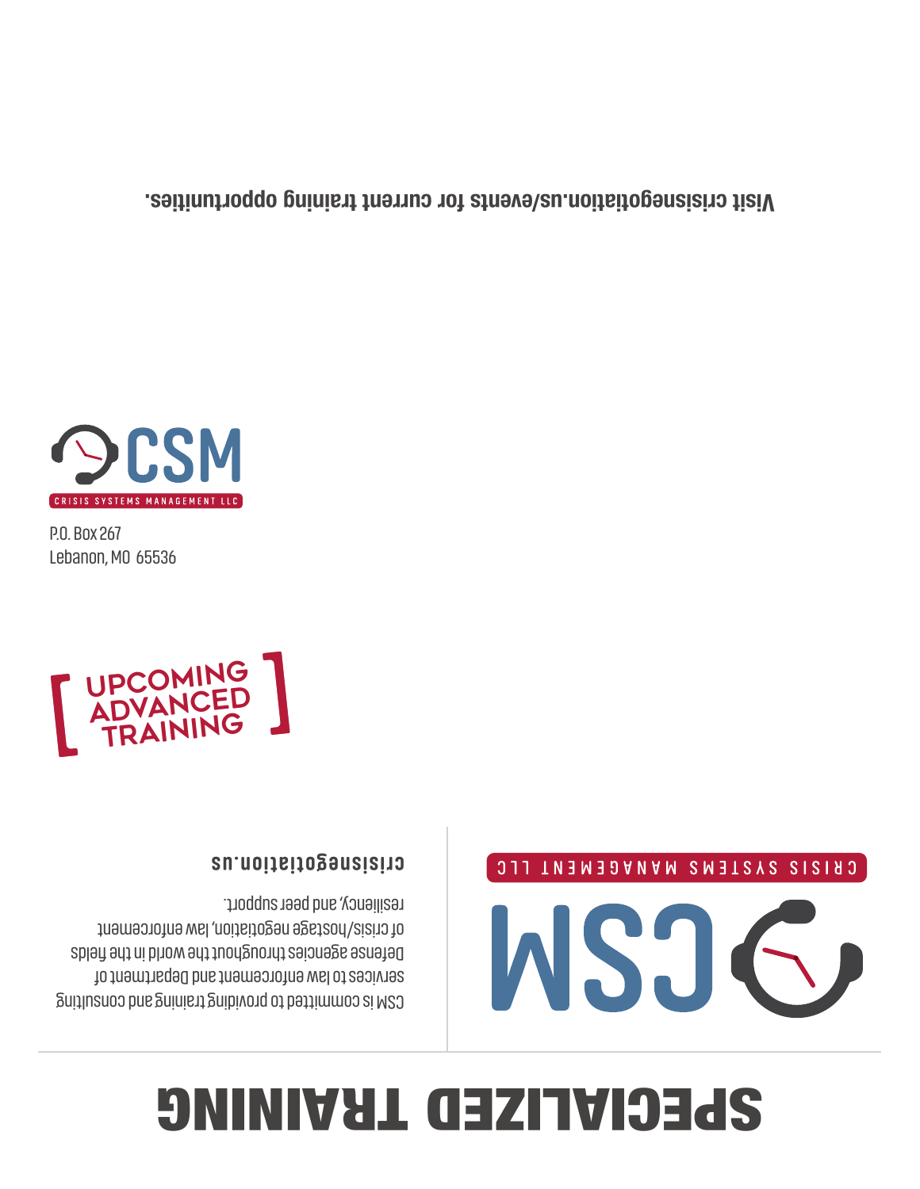Visit crisisnegotiation.us/events for current training opportunities.

CSM
CRISIS SYSTEMS MANAGEMENT LLC

P.O. Box 267
Lebanon, MO 65536

[ UPCOMING ADVANCED TRAINING ]

CSM
CRISIS SYSTEMS MANAGEMENT LLC

CSM is committed to providing training and consulting services to law enforcement and Department of Defense agencies throughout the world in the fields of crisis/hostage negotiation, law enforcement resiliency, and peer support.

**crisisnegotiation.us**

# SPECIALIZED TRAINING